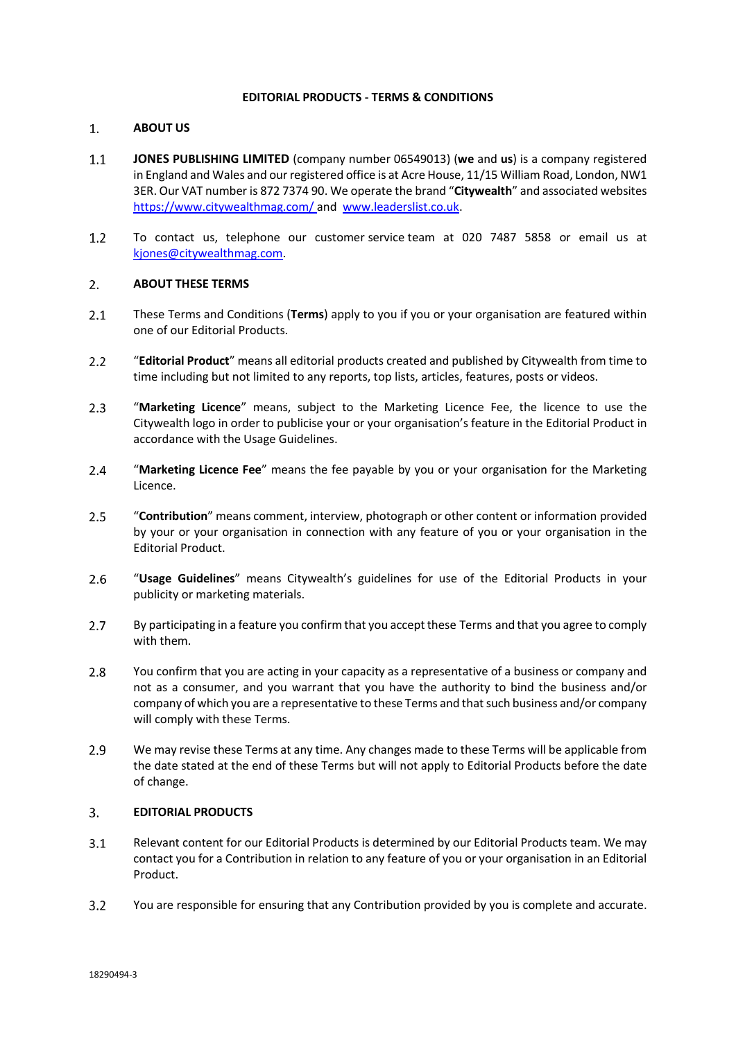# EDITORIAL PRODUCTS - TERMS & CONDITIONS

## 1. ABOUT US

1.1 **JONES PUBLISHING LIMITED** (company number 06549013) (**we** and **us**) is a company registered in England and Wales and our registered office is at Acre House, 11/15 William Road, London, NW1 3ER. Our VAT number is 872 7374 90. We operate the brand "**Citywealth**" and associated websites https://www.citywealthmag.com/ and www.leaderslist.co.uk.

1.2 To contact us, telephone our customer service team at 020 7487 5858 or email us at kjones@citywealthmag.com.

## 2. ABOUT THESE TERMS

2.1 These Terms and Conditions (**Terms**) apply to you if you or your organisation are featured within one of our Editorial Products.

2.2 "**Editorial Product**" means all editorial products created and published by Citywealth from time to time including but not limited to any reports, top lists, articles, features, posts or videos.

2.3 "**Marketing Licence**" means, subject to the Marketing Licence Fee, the licence to use the Citywealth logo in order to publicise your or your organisation's feature in the Editorial Product in accordance with the Usage Guidelines.

2.4 "**Marketing Licence Fee**" means the fee payable by you or your organisation for the Marketing Licence.

2.5 "**Contribution**" means comment, interview, photograph or other content or information provided by your or your organisation in connection with any feature of you or your organisation in the Editorial Product.

2.6 "**Usage Guidelines**" means Citywealth's guidelines for use of the Editorial Products in your publicity or marketing materials.

2.7 By participating in a feature you confirm that you accept these Terms and that you agree to comply with them.

2.8 You confirm that you are acting in your capacity as a representative of a business or company and not as a consumer, and you warrant that you have the authority to bind the business and/or company of which you are a representative to these Terms and that such business and/or company will comply with these Terms.

2.9 We may revise these Terms at any time. Any changes made to these Terms will be applicable from the date stated at the end of these Terms but will not apply to Editorial Products before the date of change.

## 3. EDITORIAL PRODUCTS

3.1 Relevant content for our Editorial Products is determined by our Editorial Products team. We may contact you for a Contribution in relation to any feature of you or your organisation in an Editorial Product.

3.2 You are responsible for ensuring that any Contribution provided by you is complete and accurate.

18290494-3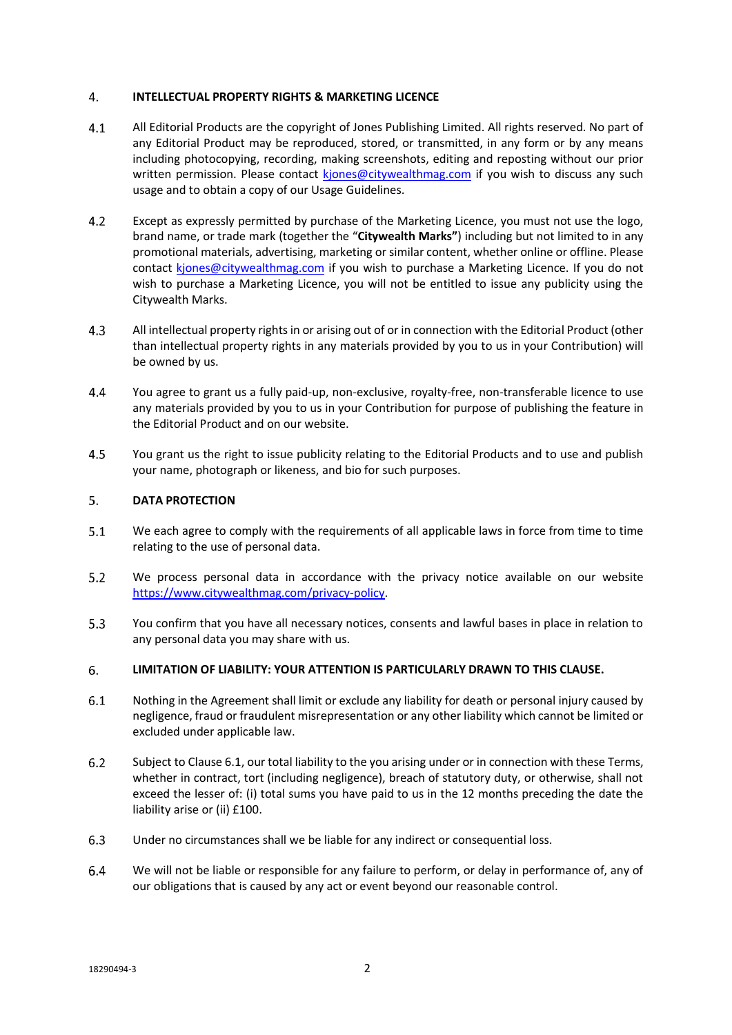## 4. INTELLECTUAL PROPERTY RIGHTS & MARKETING LICENCE

4.1 All Editorial Products are the copyright of Jones Publishing Limited. All rights reserved. No part of any Editorial Product may be reproduced, stored, or transmitted, in any form or by any means including photocopying, recording, making screenshots, editing and reposting without our prior written permission. Please contact [kjones@citywealthmag.com](mailto:kjones@citywealthmag.com) if you wish to discuss any such usage and to obtain a copy of our Usage Guidelines.

4.2 Except as expressly permitted by purchase of the Marketing Licence, you must not use the logo, brand name, or trade mark (together the "**Citywealth Marks"**) including but not limited to in any promotional materials, advertising, marketing or similar content, whether online or offline. Please contact [kjones@citywealthmag.com](mailto:kjones@citywealthmag.com) if you wish to purchase a Marketing Licence. If you do not wish to purchase a Marketing Licence, you will not be entitled to issue any publicity using the Citywealth Marks.

4.3 All intellectual property rights in or arising out of or in connection with the Editorial Product (other than intellectual property rights in any materials provided by you to us in your Contribution) will be owned by us.

4.4 You agree to grant us a fully paid-up, non-exclusive, royalty-free, non-transferable licence to use any materials provided by you to us in your Contribution for purpose of publishing the feature in the Editorial Product and on our website.

4.5 You grant us the right to issue publicity relating to the Editorial Products and to use and publish your name, photograph or likeness, and bio for such purposes.

## 5. DATA PROTECTION

5.1 We each agree to comply with the requirements of all applicable laws in force from time to time relating to the use of personal data.

5.2 We process personal data in accordance with the privacy notice available on our website [https://www.citywealthmag.com/privacy-policy](https://www.citywealthmag.com/privacy-policy).

5.3 You confirm that you have all necessary notices, consents and lawful bases in place in relation to any personal data you may share with us.

## 6. LIMITATION OF LIABILITY: YOUR ATTENTION IS PARTICULARLY DRAWN TO THIS CLAUSE.

6.1 Nothing in the Agreement shall limit or exclude any liability for death or personal injury caused by negligence, fraud or fraudulent misrepresentation or any other liability which cannot be limited or excluded under applicable law.

6.2 Subject to Clause 6.1, our total liability to the you arising under or in connection with these Terms, whether in contract, tort (including negligence), breach of statutory duty, or otherwise, shall not exceed the lesser of: (i) total sums you have paid to us in the 12 months preceding the date the liability arise or (ii) £100.

6.3 Under no circumstances shall we be liable for any indirect or consequential loss.

6.4 We will not be liable or responsible for any failure to perform, or delay in performance of, any of our obligations that is caused by any act or event beyond our reasonable control.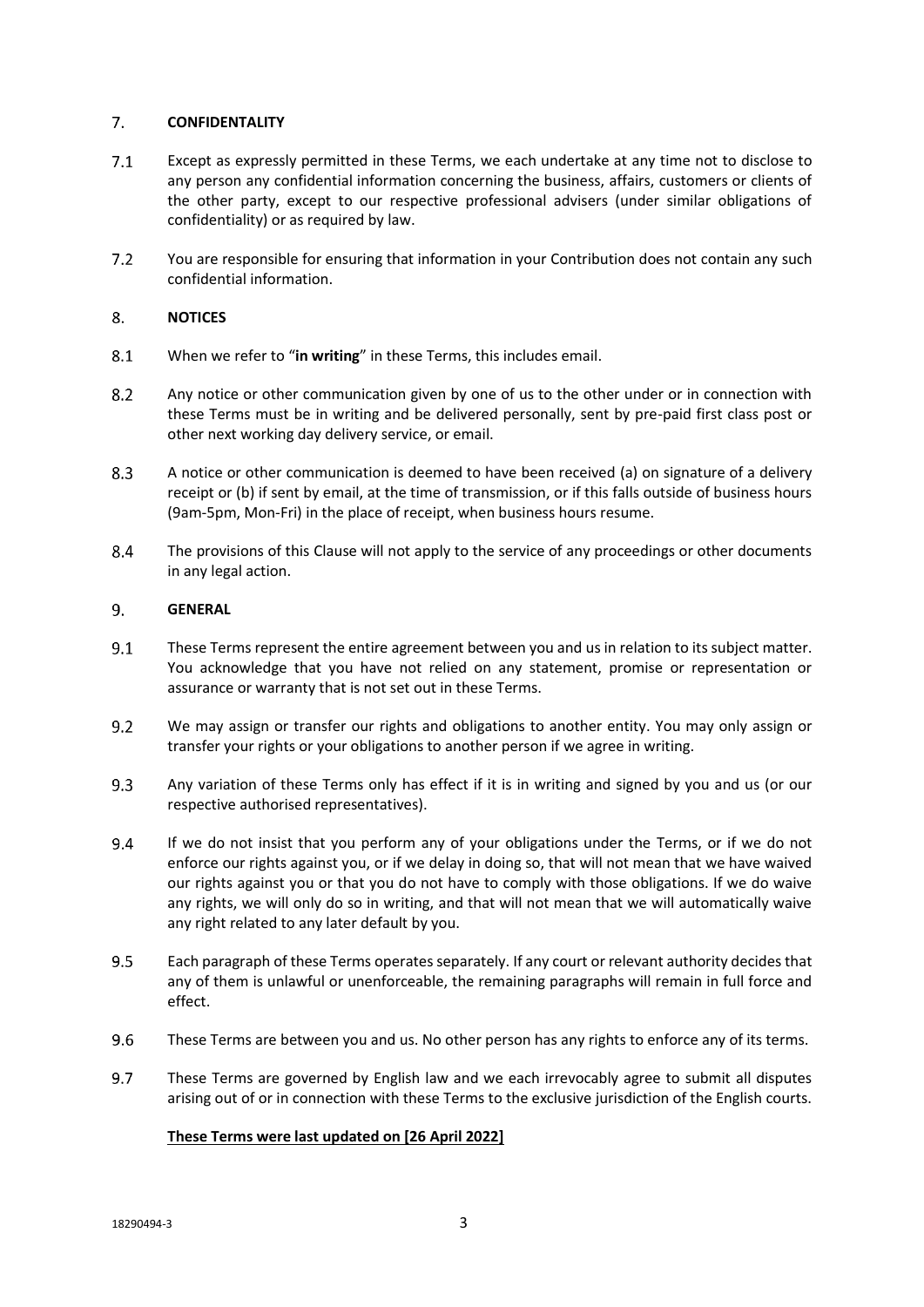## 7. CONFIDENTALITY

7.1 Except as expressly permitted in these Terms, we each undertake at any time not to disclose to any person any confidential information concerning the business, affairs, customers or clients of the other party, except to our respective professional advisers (under similar obligations of confidentiality) or as required by law.

7.2 You are responsible for ensuring that information in your Contribution does not contain any such confidential information.

## 8. NOTICES

8.1 When we refer to "**in writing**" in these Terms, this includes email.

8.2 Any notice or other communication given by one of us to the other under or in connection with these Terms must be in writing and be delivered personally, sent by pre-paid first class post or other next working day delivery service, or email.

8.3 A notice or other communication is deemed to have been received (a) on signature of a delivery receipt or (b) if sent by email, at the time of transmission, or if this falls outside of business hours (9am-5pm, Mon-Fri) in the place of receipt, when business hours resume.

8.4 The provisions of this Clause will not apply to the service of any proceedings or other documents in any legal action.

## 9. GENERAL

9.1 These Terms represent the entire agreement between you and us in relation to its subject matter. You acknowledge that you have not relied on any statement, promise or representation or assurance or warranty that is not set out in these Terms.

9.2 We may assign or transfer our rights and obligations to another entity. You may only assign or transfer your rights or your obligations to another person if we agree in writing.

9.3 Any variation of these Terms only has effect if it is in writing and signed by you and us (or our respective authorised representatives).

9.4 If we do not insist that you perform any of your obligations under the Terms, or if we do not enforce our rights against you, or if we delay in doing so, that will not mean that we have waived our rights against you or that you do not have to comply with those obligations. If we do waive any rights, we will only do so in writing, and that will not mean that we will automatically waive any right related to any later default by you.

9.5 Each paragraph of these Terms operates separately. If any court or relevant authority decides that any of them is unlawful or unenforceable, the remaining paragraphs will remain in full force and effect.

9.6 These Terms are between you and us. No other person has any rights to enforce any of its terms.

9.7 These Terms are governed by English law and we each irrevocably agree to submit all disputes arising out of or in connection with these Terms to the exclusive jurisdiction of the English courts.

**These Terms were last updated on [26 April 2022]**

18290494-3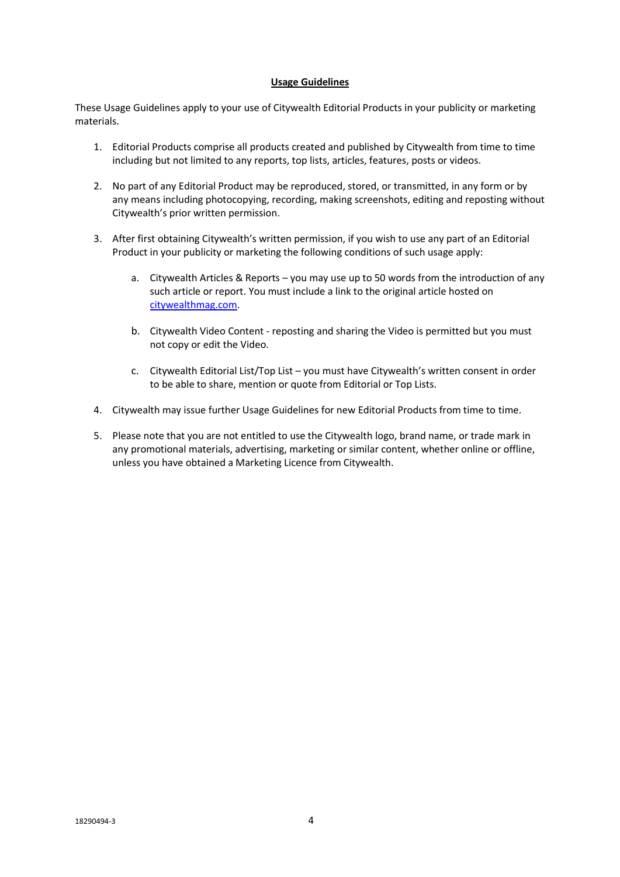## Usage Guidelines

These Usage Guidelines apply to your use of Citywealth Editorial Products in your publicity or marketing materials.

1. Editorial Products comprise all products created and published by Citywealth from time to time including but not limited to any reports, top lists, articles, features, posts or videos.

2. No part of any Editorial Product may be reproduced, stored, or transmitted, in any form or by any means including photocopying, recording, making screenshots, editing and reposting without Citywealth's prior written permission.

3. After first obtaining Citywealth's written permission, if you wish to use any part of an Editorial Product in your publicity or marketing the following conditions of such usage apply:

   a. Citywealth Articles & Reports – you may use up to 50 words from the introduction of any such article or report. You must include a link to the original article hosted on citywealthmag.com.

   b. Citywealth Video Content - reposting and sharing the Video is permitted but you must not copy or edit the Video.

   c. Citywealth Editorial List/Top List – you must have Citywealth's written consent in order to be able to share, mention or quote from Editorial or Top Lists.

4. Citywealth may issue further Usage Guidelines for new Editorial Products from time to time.

5. Please note that you are not entitled to use the Citywealth logo, brand name, or trade mark in any promotional materials, advertising, marketing or similar content, whether online or offline, unless you have obtained a Marketing Licence from Citywealth.

18290494-3